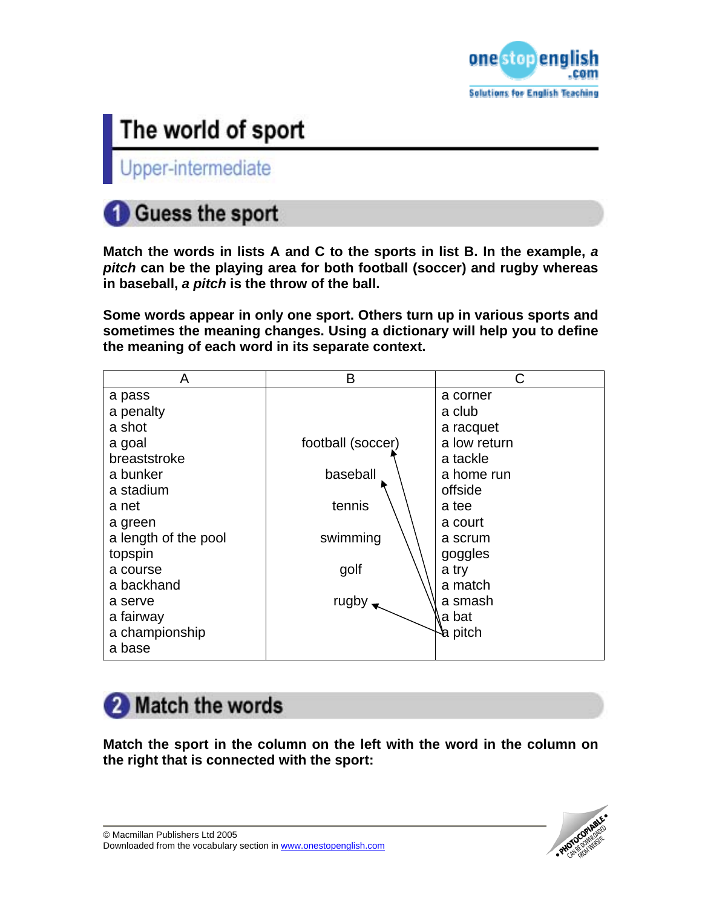# The world of sport

## Upper-intermediate

## 1 Guess the sport

**Match the words in lists A and C to the sports in list B. In the example, *a pitch* can be the playing area for both football (soccer) and rugby whereas in baseball, *a pitch* is the throw of the ball.**

**Some words appear in only one sport. Others turn up in various sports and sometimes the meaning changes. Using a dictionary will help you to define the meaning of each word in its separate context.**

| A | B | C |
|---|---|---|
| a pass | | a corner |
| a penalty | | a club |
| a shot | | a racquet |
| a goal | football (soccer) | a low return |
| breaststroke | | a tackle |
| a bunker | baseball | a home run |
| a stadium | | offside |
| a net | tennis | a tee |
| a green | | a court |
| a length of the pool | swimming | a scrum |
| topspin | | goggles |
| a course | golf | a try |
| a backhand | | a match |
| a serve | rugby | a smash |
| a fairway | | a bat |
| a championship | | a pitch |
| a base | | |

## 2 Match the words

**Match the sport in the column on the left with the word in the column on the right that is connected with the sport:**

© Macmillan Publishers Ltd 2005
Downloaded from the vocabulary section in www.onestopenglish.com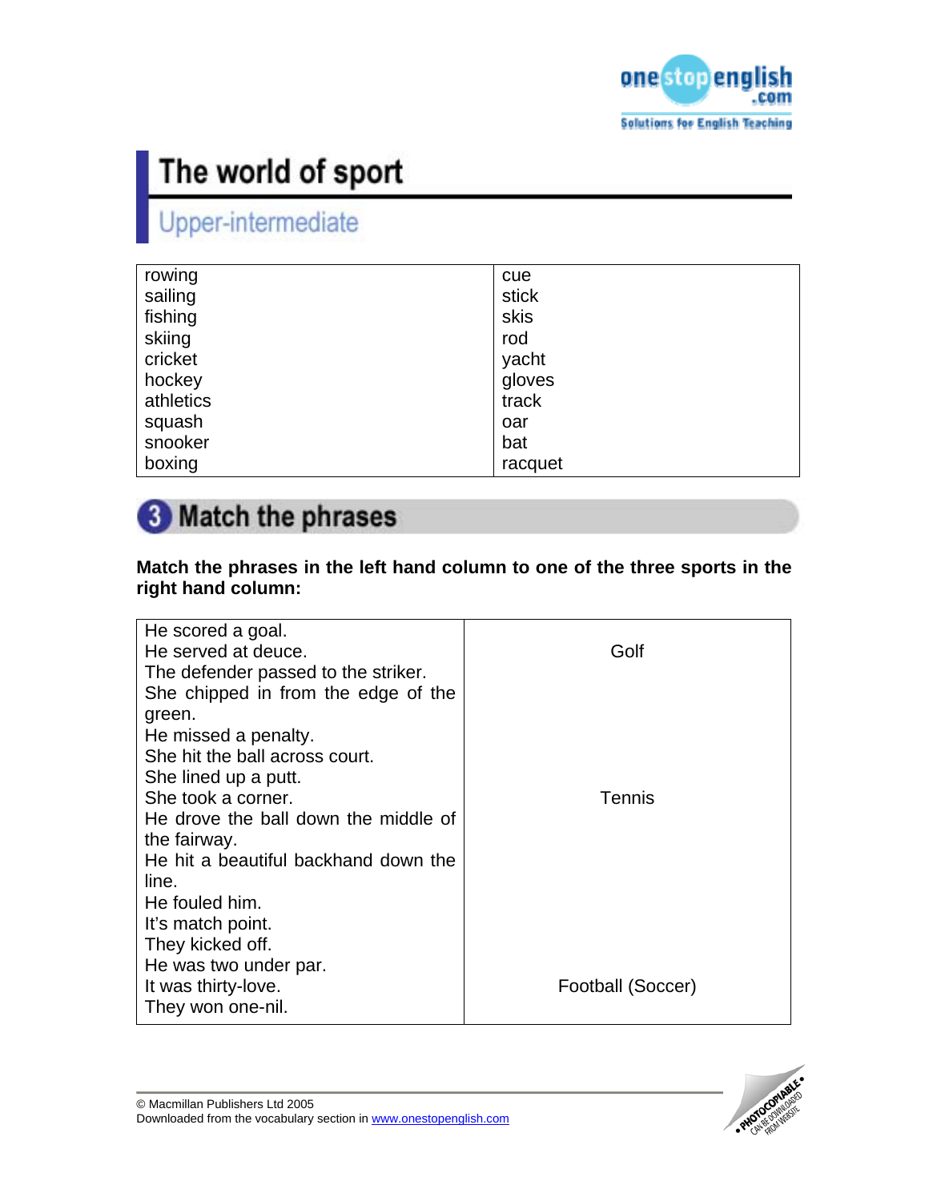# The world of sport

## Upper-intermediate

| | |
|---|---|
| rowing | cue |
| sailing | stick |
| fishing | skis |
| skiing | rod |
| cricket | yacht |
| hockey | gloves |
| athletics | track |
| squash | oar |
| snooker | bat |
| boxing | racquet |

## 3 Match the phrases

**Match the phrases in the left hand column to one of the three sports in the right hand column:**

| | |
|---|---|
| He scored a goal. | |
| He served at deuce. | Golf |
| The defender passed to the striker. | |
| She chipped in from the edge of the green. | |
| He missed a penalty. | |
| She hit the ball across court. | |
| She lined up a putt. | |
| She took a corner. | Tennis |
| He drove the ball down the middle of the fairway. | |
| He hit a beautiful backhand down the line. | |
| He fouled him. | |
| It's match point. | |
| They kicked off. | |
| He was two under par. | |
| It was thirty-love. | Football (Soccer) |
| They won one-nil. | |

© Macmillan Publishers Ltd 2005
Downloaded from the vocabulary section in www.onestopenglish.com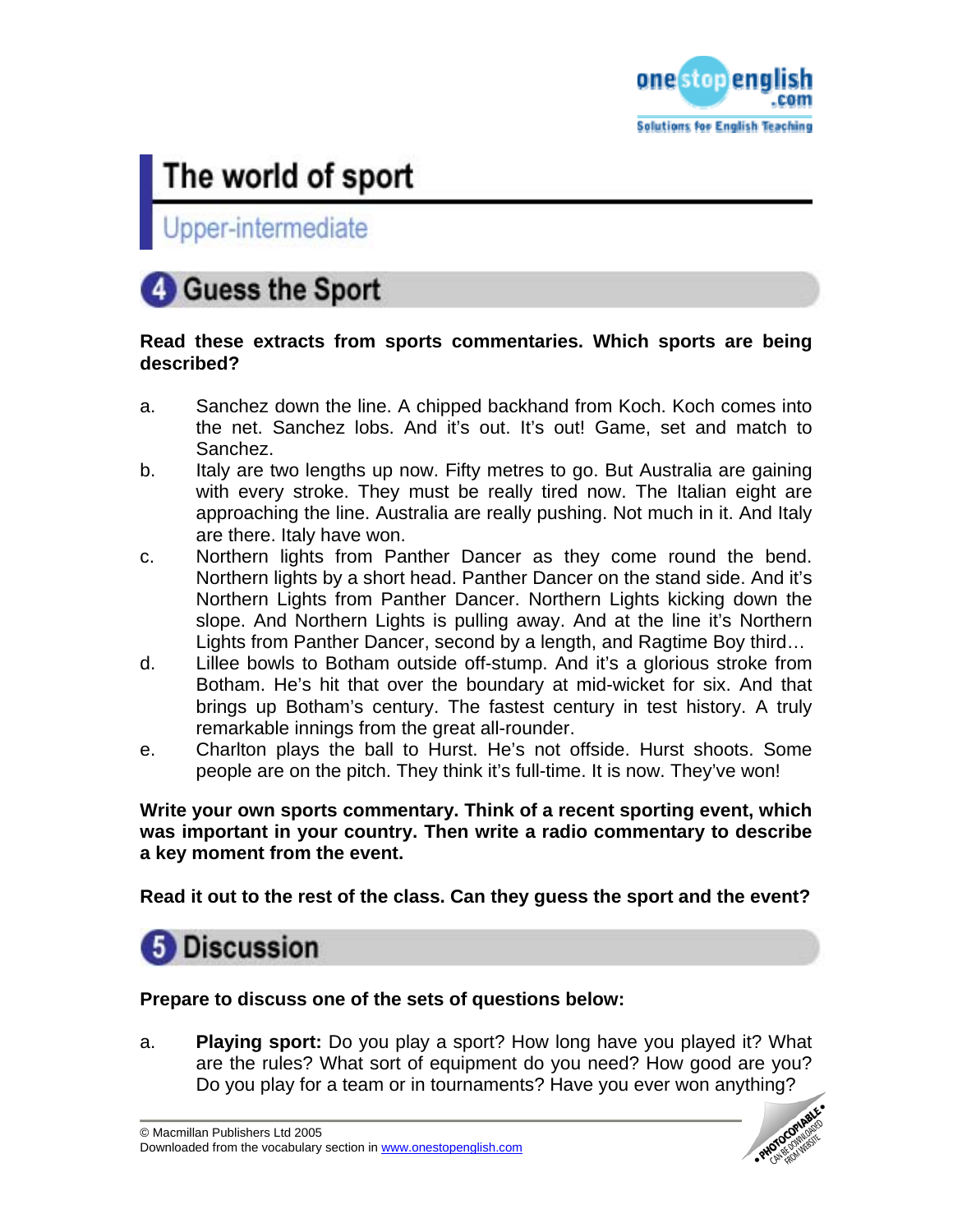# The world of sport

## Upper-intermediate

## 4 Guess the Sport

**Read these extracts from sports commentaries. Which sports are being described?**

a. Sanchez down the line. A chipped backhand from Koch. Koch comes into the net. Sanchez lobs. And it's out. It's out! Game, set and match to Sanchez.

b. Italy are two lengths up now. Fifty metres to go. But Australia are gaining with every stroke. They must be really tired now. The Italian eight are approaching the line. Australia are really pushing. Not much in it. And Italy are there. Italy have won.

c. Northern lights from Panther Dancer as they come round the bend. Northern lights by a short head. Panther Dancer on the stand side. And it's Northern Lights from Panther Dancer. Northern Lights kicking down the slope. And Northern Lights is pulling away. And at the line it's Northern Lights from Panther Dancer, second by a length, and Ragtime Boy third…

d. Lillee bowls to Botham outside off-stump. And it's a glorious stroke from Botham. He's hit that over the boundary at mid-wicket for six. And that brings up Botham's century. The fastest century in test history. A truly remarkable innings from the great all-rounder.

e. Charlton plays the ball to Hurst. He's not offside. Hurst shoots. Some people are on the pitch. They think it's full-time. It is now. They've won!

**Write your own sports commentary. Think of a recent sporting event, which was important in your country. Then write a radio commentary to describe a key moment from the event.**

**Read it out to the rest of the class. Can they guess the sport and the event?**

## 5 Discussion

**Prepare to discuss one of the sets of questions below:**

a. **Playing sport:** Do you play a sport? How long have you played it? What are the rules? What sort of equipment do you need? How good are you? Do you play for a team or in tournaments? Have you ever won anything?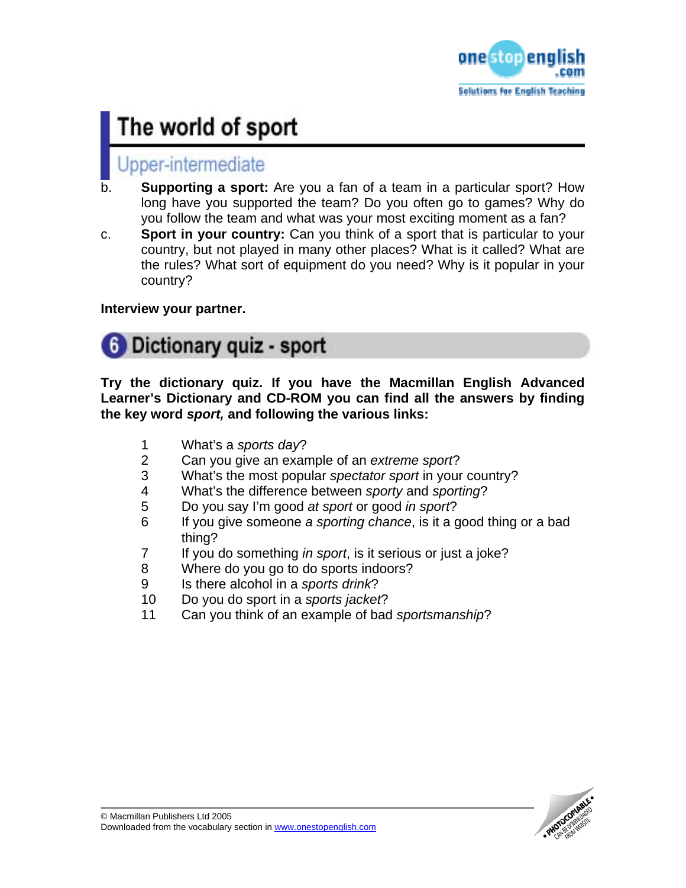b. **Supporting a sport:** Are you a fan of a team in a particular sport? How long have you supported the team? Do you often go to games? Why do you follow the team and what was your most exciting moment as a fan?

c. **Sport in your country:** Can you think of a sport that is particular to your country, but not played in many other places? What is it called? What are the rules? What sort of equipment do you need? Why is it popular in your country?

**Interview your partner.**

## 6 Dictionary quiz - sport

**Try the dictionary quiz. If you have the Macmillan English Advanced Learner's Dictionary and CD-ROM you can find all the answers by finding the key word *sport,* and following the various links:**

1. What's a *sports day*?
2. Can you give an example of an *extreme sport*?
3. What's the most popular *spectator sport* in your country?
4. What's the difference between *sporty* and *sporting*?
5. Do you say I'm good *at sport* or good *in sport*?
6. If you give someone *a sporting chance*, is it a good thing or a bad thing?
7. If you do something *in sport*, is it serious or just a joke?
8. Where do you go to do sports indoors?
9. Is there alcohol in a *sports drink*?
10. Do you do sport in a *sports jacket*?
11. Can you think of an example of bad *sportsmanship*?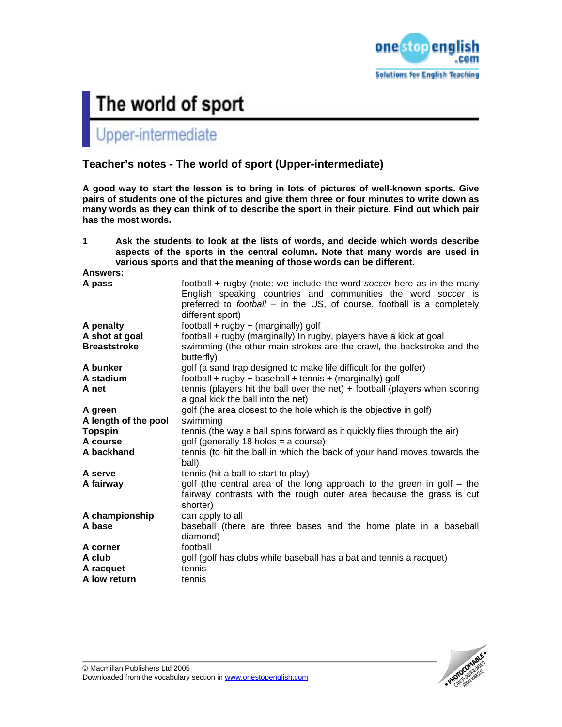# The world of sport

## Upper-intermediate

### Teacher's notes - The world of sport (Upper-intermediate)

**A good way to start the lesson is to bring in lots of pictures of well-known sports. Give pairs of students one of the pictures and give them three or four minutes to write down as many words as they can think of to describe the sport in their picture. Find out which pair has the most words.**

**1 Ask the students to look at the lists of words, and decide which words describe aspects of the sports in the central column. Note that many words are used in various sports and that the meaning of those words can be different.**

**Answers:**

| | |
|---|---|
| **A pass** | football + rugby (note: we include the word *soccer* here as in the many English speaking countries and communities the word *soccer* is preferred to *football* – in the US, of course, football is a completely different sport) |
| **A penalty** | football + rugby + (marginally) golf |
| **A shot at goal** | football + rugby (marginally) In rugby, players have a kick at goal |
| **Breaststroke** | swimming (the other main strokes are the crawl, the backstroke and the butterfly) |
| **A bunker** | golf (a sand trap designed to make life difficult for the golfer) |
| **A stadium** | football + rugby + baseball + tennis + (marginally) golf |
| **A net** | tennis (players hit the ball over the net) + football (players when scoring a goal kick the ball into the net) |
| **A green** | golf (the area closest to the hole which is the objective in golf) |
| **A length of the pool** | swimming |
| **Topspin** | tennis (the way a ball spins forward as it quickly flies through the air) |
| **A course** | golf (generally 18 holes = a course) |
| **A backhand** | tennis (to hit the ball in which the back of your hand moves towards the ball) |
| **A serve** | tennis (hit a ball to start to play) |
| **A fairway** | golf (the central area of the long approach to the green in golf – the fairway contrasts with the rough outer area because the grass is cut shorter) |
| **A championship** | can apply to all |
| **A base** | baseball (there are three bases and the home plate in a baseball diamond) |
| **A corner** | football |
| **A club** | golf (golf has clubs while baseball has a bat and tennis a racquet) |
| **A racquet** | tennis |
| **A low return** | tennis |

© Macmillan Publishers Ltd 2005
Downloaded from the vocabulary section in www.onestopenglish.com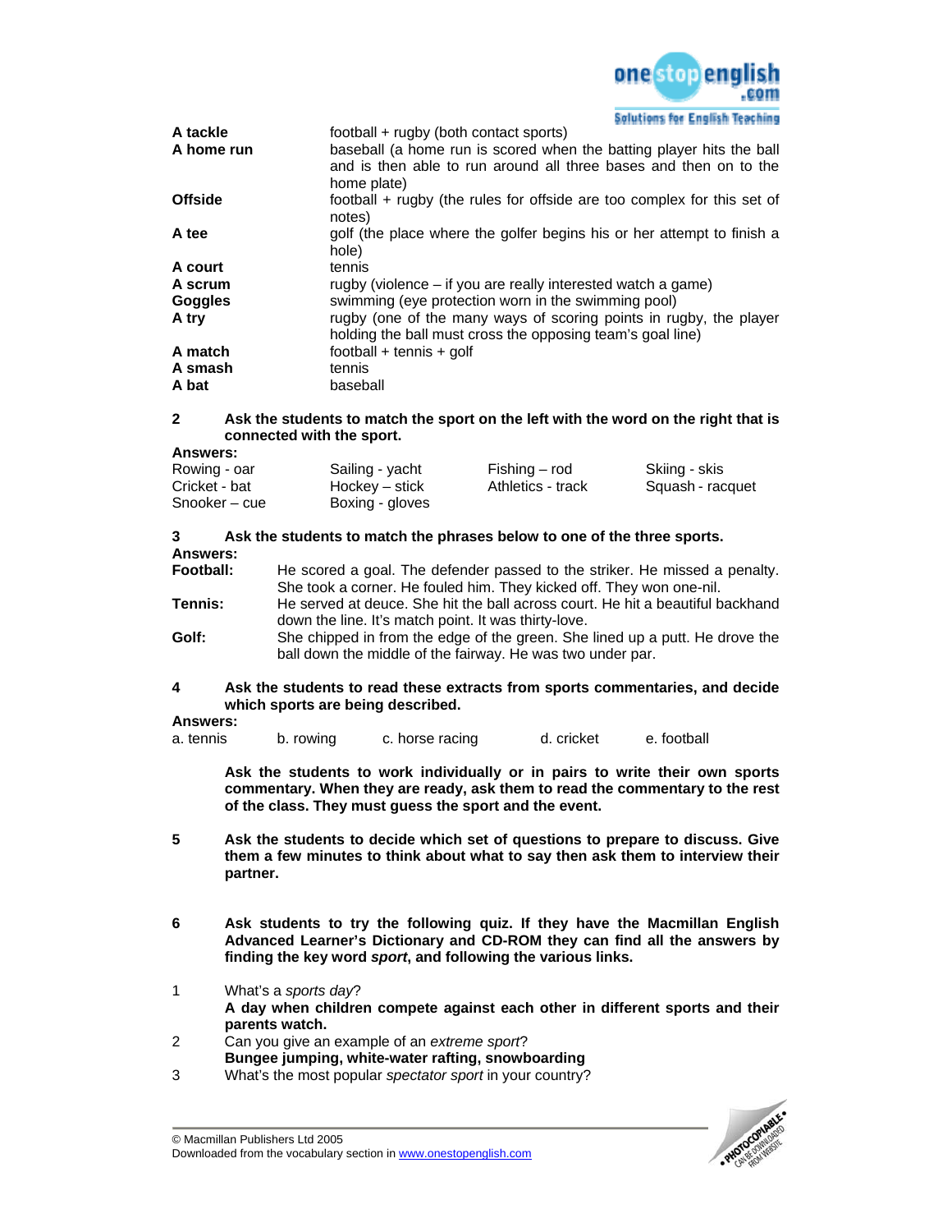| | |
|---|---|
| **A tackle** | football + rugby (both contact sports) |
| **A home run** | baseball (a home run is scored when the batting player hits the ball and is then able to run around all three bases and then on to the home plate) |
| **Offside** | football + rugby (the rules for offside are too complex for this set of notes) |
| **A tee** | golf (the place where the golfer begins his or her attempt to finish a hole) |
| **A court** | tennis |
| **A scrum** | rugby (violence – if you are really interested watch a game) |
| **Goggles** | swimming (eye protection worn in the swimming pool) |
| **A try** | rugby (one of the many ways of scoring points in rugby, the player holding the ball must cross the opposing team's goal line) |
| **A match** | football + tennis + golf |
| **A smash** | tennis |
| **A bat** | baseball |

**2 Ask the students to match the sport on the left with the word on the right that is connected with the sport.**

**Answers:**

| | | | |
|---|---|---|---|
| Rowing - oar | Sailing - yacht | Fishing – rod | Skiing - skis |
| Cricket - bat | Hockey – stick | Athletics - track | Squash - racquet |
| Snooker – cue | Boxing - gloves | | |

**3 Ask the students to match the phrases below to one of the three sports.**

**Answers:**

**Football:** He scored a goal. The defender passed to the striker. He missed a penalty. She took a corner. He fouled him. They kicked off. They won one-nil.

**Tennis:** He served at deuce. She hit the ball across court. He hit a beautiful backhand down the line. It's match point. It was thirty-love.

**Golf:** She chipped in from the edge of the green. She lined up a putt. He drove the ball down the middle of the fairway. He was two under par.

**4 Ask the students to read these extracts from sports commentaries, and decide which sports are being described.**

**Answers:**

a. tennis   b. rowing   c. horse racing   d. cricket   e. football

**Ask the students to work individually or in pairs to write their own sports commentary. When they are ready, ask them to read the commentary to the rest of the class. They must guess the sport and the event.**

**5 Ask the students to decide which set of questions to prepare to discuss. Give them a few minutes to think about what to say then ask them to interview their partner.**

**6 Ask students to try the following quiz. If they have the Macmillan English Advanced Learner's Dictionary and CD-ROM they can find all the answers by finding the key word *sport*, and following the various links.**

1. What's a *sports day*?
   **A day when children compete against each other in different sports and their parents watch.**
2. Can you give an example of an *extreme sport*?
   **Bungee jumping, white-water rafting, snowboarding**
3. What's the most popular *spectator sport* in your country?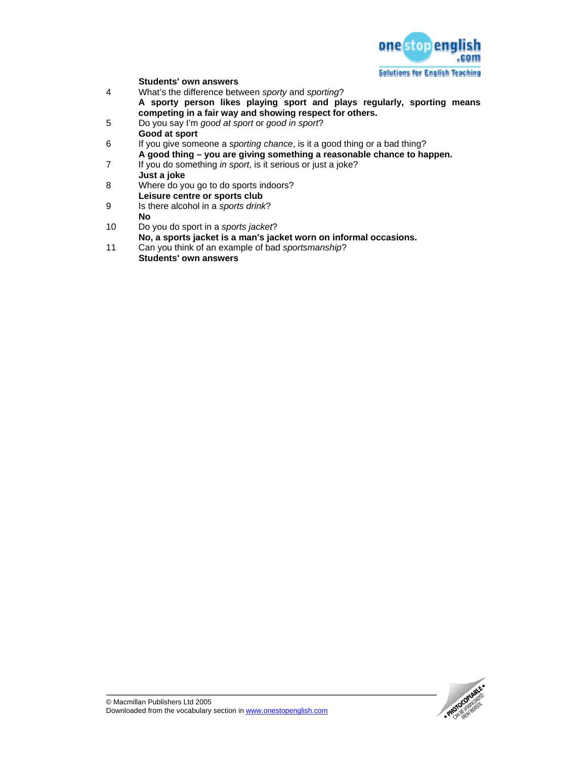**Students' own answers**

4 What's the difference between *sporty* and *sporting*?
**A sporty person likes playing sport and plays regularly, sporting means competing in a fair way and showing respect for others.**

5 Do you say I'm *good at sport* or *good in sport*?
**Good at sport**

6 If you give someone a *sporting chance*, is it a good thing or a bad thing?
**A good thing – you are giving something a reasonable chance to happen.**

7 If you do something *in sport*, is it serious or just a joke?
**Just a joke**

8 Where do you go to do sports indoors?
**Leisure centre or sports club**

9 Is there alcohol in a *sports drink*?
**No**

10 Do you do sport in a *sports jacket*?
**No, a sports jacket is a man's jacket worn on informal occasions.**

11 Can you think of an example of bad *sportsmanship*?
**Students' own answers**

© Macmillan Publishers Ltd 2005
Downloaded from the vocabulary section in www.onestopenglish.com